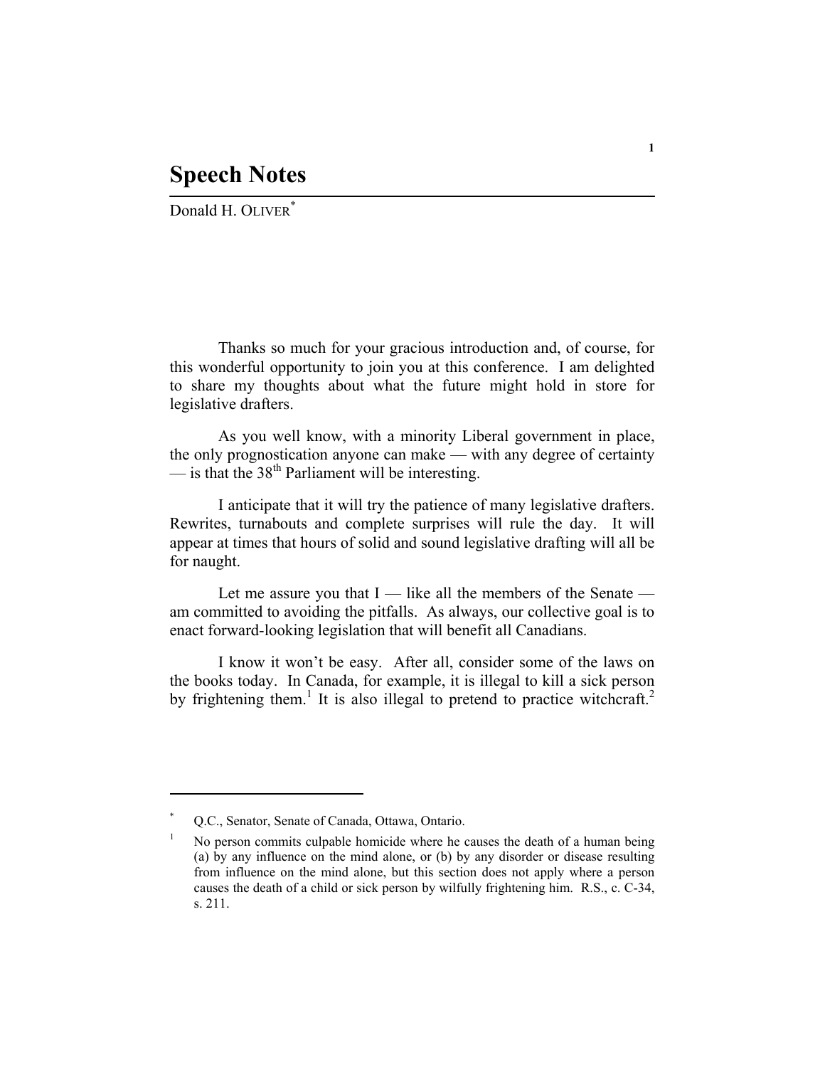# Speech Notes

Donald H. OLIVER[*]

Thanks so much for your gracious introduction and, of course, for this wonderful opportunity to join you at this conference. I am delighted to share my thoughts about what the future might hold in store for legislative drafters.

As you well know, with a minority Liberal government in place, the only prognostication anyone can make — with any degree of certainty — is that the 38th Parliament will be interesting.

I anticipate that it will try the patience of many legislative drafters. Rewrites, turnabouts and complete surprises will rule the day. It will appear at times that hours of solid and sound legislative drafting will all be for naught.

Let me assure you that I — like all the members of the Senate — am committed to avoiding the pitfalls. As always, our collective goal is to enact forward-looking legislation that will benefit all Canadians.

I know it won't be easy. After all, consider some of the laws on the books today. In Canada, for example, it is illegal to kill a sick person by frightening them.[1] It is also illegal to pretend to practice witchcraft.[2]

---

[*] Q.C., Senator, Senate of Canada, Ottawa, Ontario.

[1] No person commits culpable homicide where he causes the death of a human being (a) by any influence on the mind alone, or (b) by any disorder or disease resulting from influence on the mind alone, but this section does not apply where a person causes the death of a child or sick person by wilfully frightening him. R.S., c. C-34, s. 211.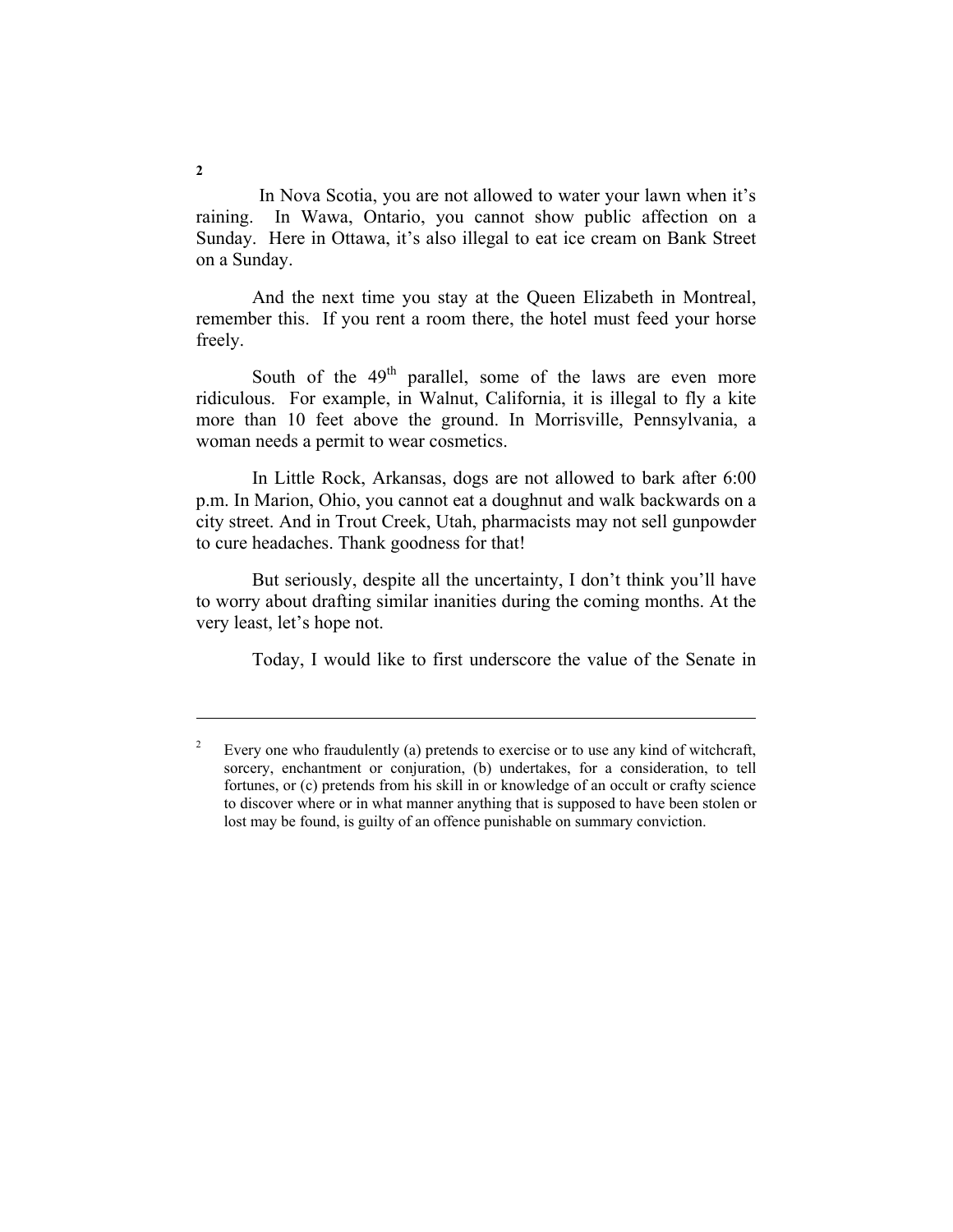In Nova Scotia, you are not allowed to water your lawn when it's raining. In Wawa, Ontario, you cannot show public affection on a Sunday. Here in Ottawa, it's also illegal to eat ice cream on Bank Street on a Sunday.

And the next time you stay at the Queen Elizabeth in Montreal, remember this. If you rent a room there, the hotel must feed your horse freely.

South of the 49th parallel, some of the laws are even more ridiculous. For example, in Walnut, California, it is illegal to fly a kite more than 10 feet above the ground. In Morrisville, Pennsylvania, a woman needs a permit to wear cosmetics.

In Little Rock, Arkansas, dogs are not allowed to bark after 6:00 p.m. In Marion, Ohio, you cannot eat a doughnut and walk backwards on a city street. And in Trout Creek, Utah, pharmacists may not sell gunpowder to cure headaches. Thank goodness for that!

But seriously, despite all the uncertainty, I don't think you'll have to worry about drafting similar inanities during the coming months. At the very least, let's hope not.

Today, I would like to first underscore the value of the Senate in

---

[2] Every one who fraudulently (a) pretends to exercise or to use any kind of witchcraft, sorcery, enchantment or conjuration, (b) undertakes, for a consideration, to tell fortunes, or (c) pretends from his skill in or knowledge of an occult or crafty science to discover where or in what manner anything that is supposed to have been stolen or lost may be found, is guilty of an offence punishable on summary conviction.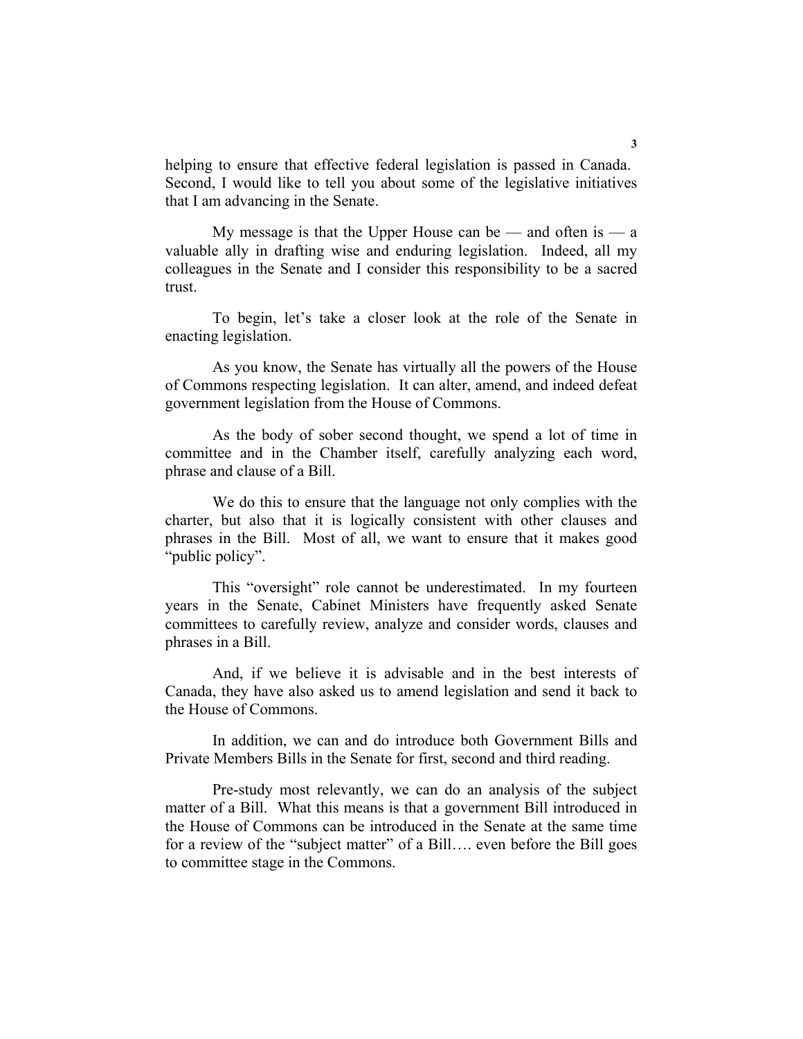helping to ensure that effective federal legislation is passed in Canada. Second, I would like to tell you about some of the legislative initiatives that I am advancing in the Senate.

My message is that the Upper House can be — and often is — a valuable ally in drafting wise and enduring legislation. Indeed, all my colleagues in the Senate and I consider this responsibility to be a sacred trust.

To begin, let's take a closer look at the role of the Senate in enacting legislation.

As you know, the Senate has virtually all the powers of the House of Commons respecting legislation. It can alter, amend, and indeed defeat government legislation from the House of Commons.

As the body of sober second thought, we spend a lot of time in committee and in the Chamber itself, carefully analyzing each word, phrase and clause of a Bill.

We do this to ensure that the language not only complies with the charter, but also that it is logically consistent with other clauses and phrases in the Bill. Most of all, we want to ensure that it makes good "public policy".

This "oversight" role cannot be underestimated. In my fourteen years in the Senate, Cabinet Ministers have frequently asked Senate committees to carefully review, analyze and consider words, clauses and phrases in a Bill.

And, if we believe it is advisable and in the best interests of Canada, they have also asked us to amend legislation and send it back to the House of Commons.

In addition, we can and do introduce both Government Bills and Private Members Bills in the Senate for first, second and third reading.

Pre-study most relevantly, we can do an analysis of the subject matter of a Bill. What this means is that a government Bill introduced in the House of Commons can be introduced in the Senate at the same time for a review of the "subject matter" of a Bill…. even before the Bill goes to committee stage in the Commons.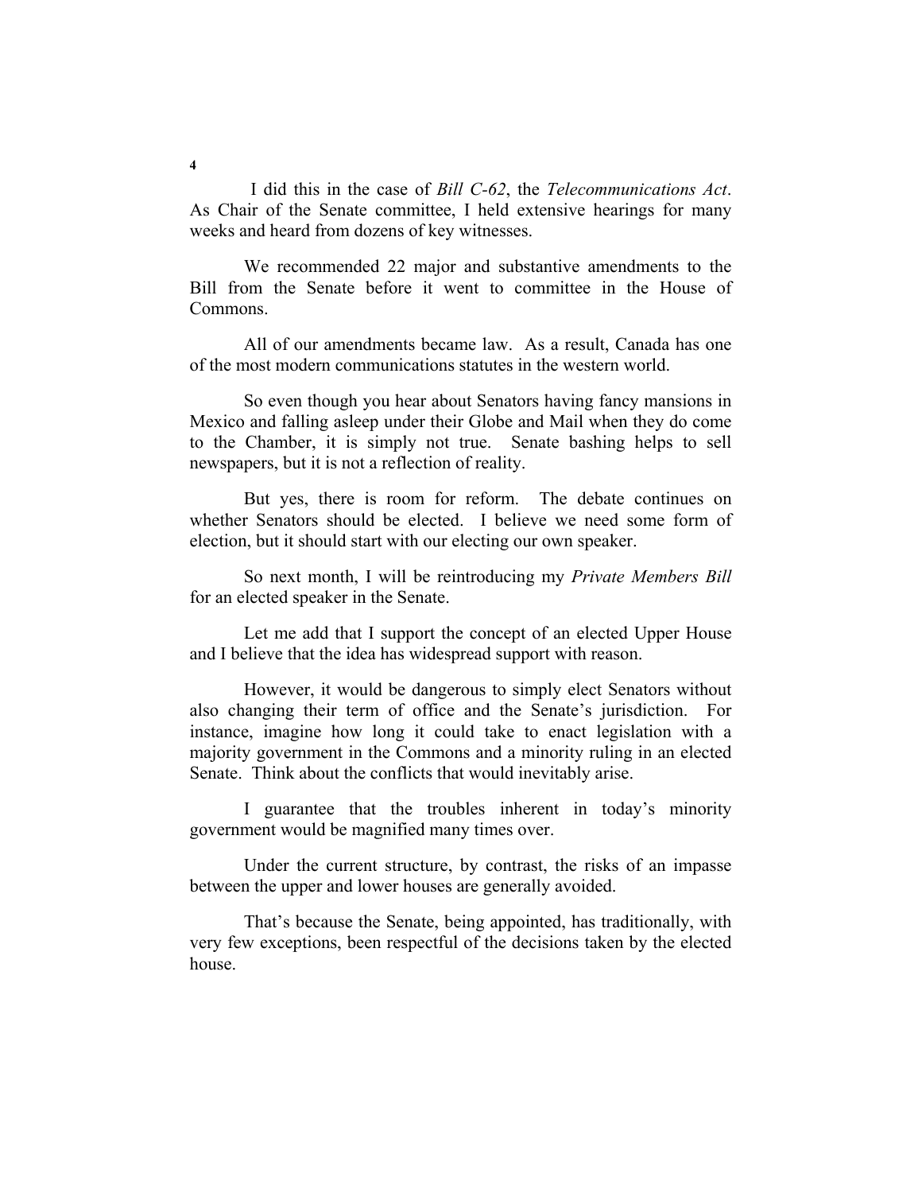I did this in the case of *Bill C-62*, the *Telecommunications Act*. As Chair of the Senate committee, I held extensive hearings for many weeks and heard from dozens of key witnesses.

We recommended 22 major and substantive amendments to the Bill from the Senate before it went to committee in the House of Commons.

All of our amendments became law. As a result, Canada has one of the most modern communications statutes in the western world.

So even though you hear about Senators having fancy mansions in Mexico and falling asleep under their Globe and Mail when they do come to the Chamber, it is simply not true. Senate bashing helps to sell newspapers, but it is not a reflection of reality.

But yes, there is room for reform. The debate continues on whether Senators should be elected. I believe we need some form of election, but it should start with our electing our own speaker.

So next month, I will be reintroducing my *Private Members Bill* for an elected speaker in the Senate.

Let me add that I support the concept of an elected Upper House and I believe that the idea has widespread support with reason.

However, it would be dangerous to simply elect Senators without also changing their term of office and the Senate's jurisdiction. For instance, imagine how long it could take to enact legislation with a majority government in the Commons and a minority ruling in an elected Senate. Think about the conflicts that would inevitably arise.

I guarantee that the troubles inherent in today's minority government would be magnified many times over.

Under the current structure, by contrast, the risks of an impasse between the upper and lower houses are generally avoided.

That's because the Senate, being appointed, has traditionally, with very few exceptions, been respectful of the decisions taken by the elected house.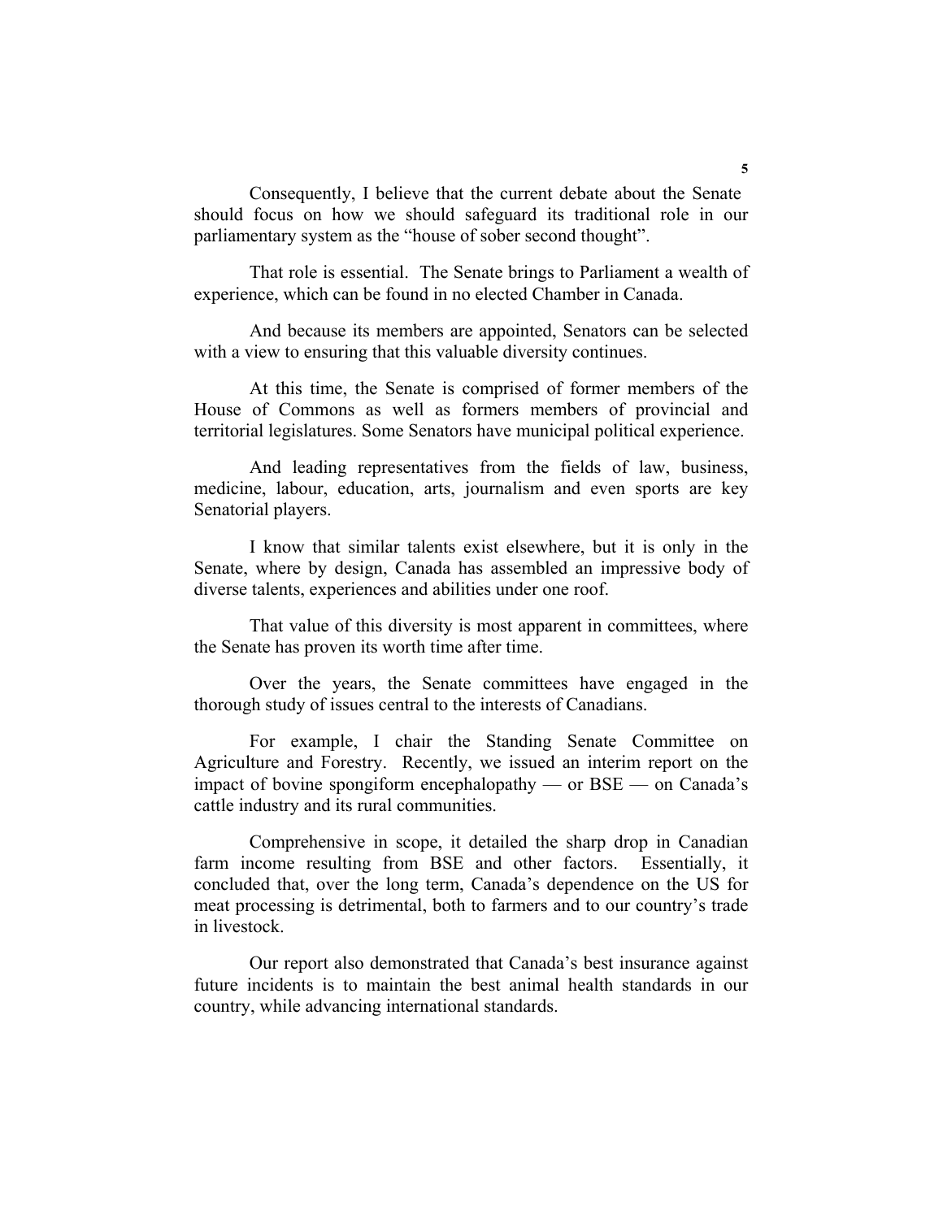Consequently, I believe that the current debate about the Senate should focus on how we should safeguard its traditional role in our parliamentary system as the "house of sober second thought".

That role is essential. The Senate brings to Parliament a wealth of experience, which can be found in no elected Chamber in Canada.

And because its members are appointed, Senators can be selected with a view to ensuring that this valuable diversity continues.

At this time, the Senate is comprised of former members of the House of Commons as well as formers members of provincial and territorial legislatures. Some Senators have municipal political experience.

And leading representatives from the fields of law, business, medicine, labour, education, arts, journalism and even sports are key Senatorial players.

I know that similar talents exist elsewhere, but it is only in the Senate, where by design, Canada has assembled an impressive body of diverse talents, experiences and abilities under one roof.

That value of this diversity is most apparent in committees, where the Senate has proven its worth time after time.

Over the years, the Senate committees have engaged in the thorough study of issues central to the interests of Canadians.

For example, I chair the Standing Senate Committee on Agriculture and Forestry. Recently, we issued an interim report on the impact of bovine spongiform encephalopathy — or BSE — on Canada's cattle industry and its rural communities.

Comprehensive in scope, it detailed the sharp drop in Canadian farm income resulting from BSE and other factors. Essentially, it concluded that, over the long term, Canada's dependence on the US for meat processing is detrimental, both to farmers and to our country's trade in livestock.

Our report also demonstrated that Canada's best insurance against future incidents is to maintain the best animal health standards in our country, while advancing international standards.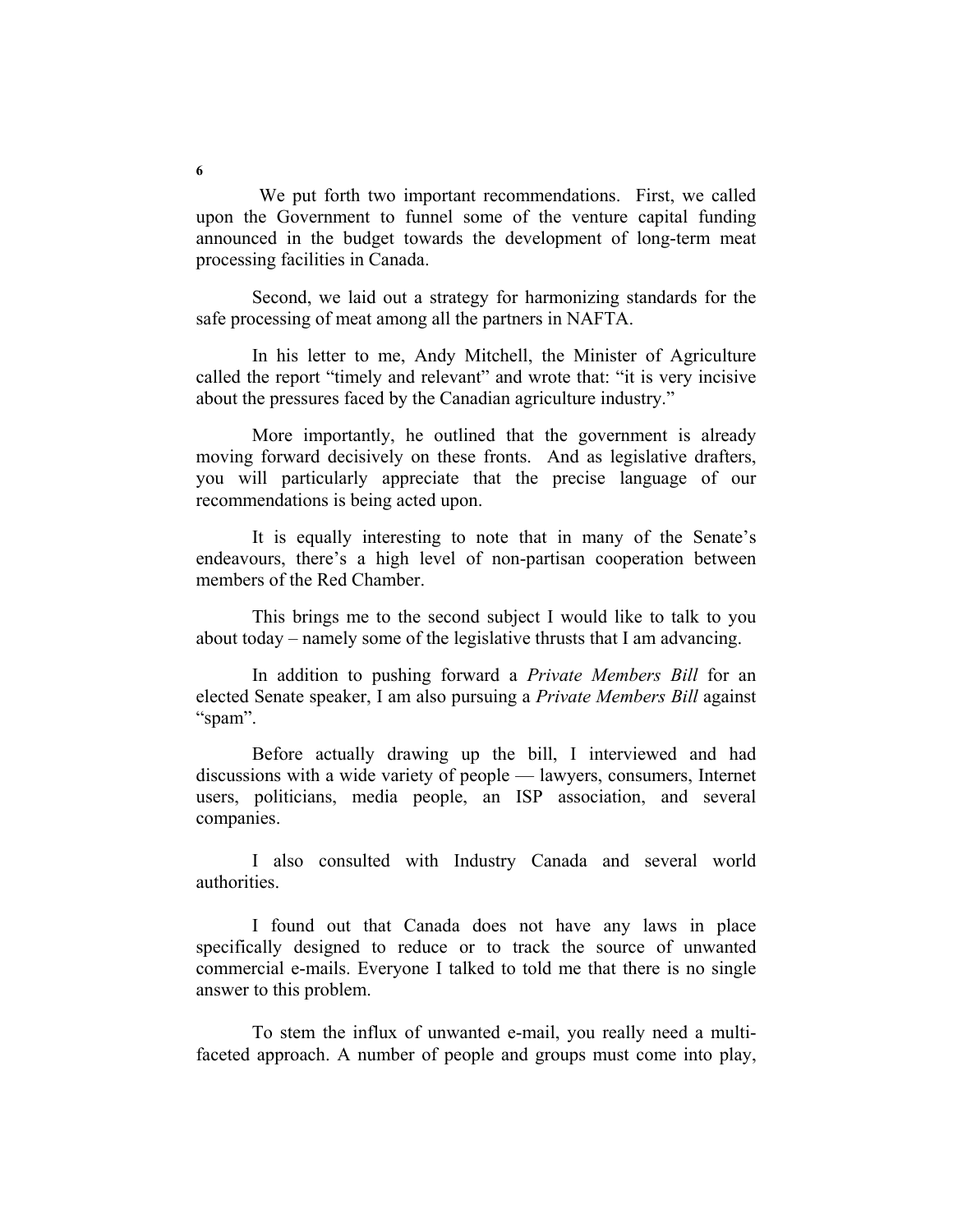We put forth two important recommendations. First, we called upon the Government to funnel some of the venture capital funding announced in the budget towards the development of long-term meat processing facilities in Canada.

Second, we laid out a strategy for harmonizing standards for the safe processing of meat among all the partners in NAFTA.

In his letter to me, Andy Mitchell, the Minister of Agriculture called the report "timely and relevant" and wrote that: "it is very incisive about the pressures faced by the Canadian agriculture industry."

More importantly, he outlined that the government is already moving forward decisively on these fronts. And as legislative drafters, you will particularly appreciate that the precise language of our recommendations is being acted upon.

It is equally interesting to note that in many of the Senate's endeavours, there's a high level of non-partisan cooperation between members of the Red Chamber.

This brings me to the second subject I would like to talk to you about today – namely some of the legislative thrusts that I am advancing.

In addition to pushing forward a *Private Members Bill* for an elected Senate speaker, I am also pursuing a *Private Members Bill* against "spam".

Before actually drawing up the bill, I interviewed and had discussions with a wide variety of people — lawyers, consumers, Internet users, politicians, media people, an ISP association, and several companies.

I also consulted with Industry Canada and several world authorities.

I found out that Canada does not have any laws in place specifically designed to reduce or to track the source of unwanted commercial e-mails. Everyone I talked to told me that there is no single answer to this problem.

To stem the influx of unwanted e-mail, you really need a multi-faceted approach. A number of people and groups must come into play,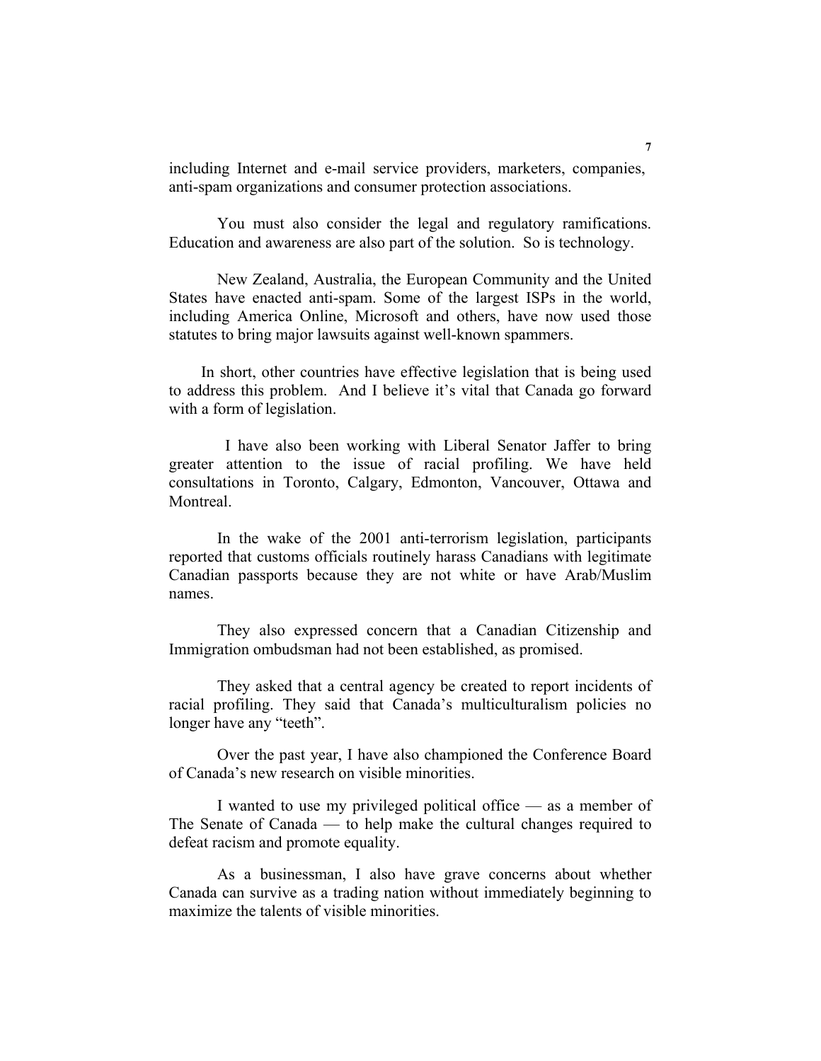including Internet and e-mail service providers, marketers, companies, anti-spam organizations and consumer protection associations.

You must also consider the legal and regulatory ramifications. Education and awareness are also part of the solution. So is technology.

New Zealand, Australia, the European Community and the United States have enacted anti-spam. Some of the largest ISPs in the world, including America Online, Microsoft and others, have now used those statutes to bring major lawsuits against well-known spammers.

In short, other countries have effective legislation that is being used to address this problem. And I believe it's vital that Canada go forward with a form of legislation.

I have also been working with Liberal Senator Jaffer to bring greater attention to the issue of racial profiling. We have held consultations in Toronto, Calgary, Edmonton, Vancouver, Ottawa and Montreal.

In the wake of the 2001 anti-terrorism legislation, participants reported that customs officials routinely harass Canadians with legitimate Canadian passports because they are not white or have Arab/Muslim names.

They also expressed concern that a Canadian Citizenship and Immigration ombudsman had not been established, as promised.

They asked that a central agency be created to report incidents of racial profiling. They said that Canada's multiculturalism policies no longer have any "teeth".

Over the past year, I have also championed the Conference Board of Canada's new research on visible minorities.

I wanted to use my privileged political office — as a member of The Senate of Canada — to help make the cultural changes required to defeat racism and promote equality.

As a businessman, I also have grave concerns about whether Canada can survive as a trading nation without immediately beginning to maximize the talents of visible minorities.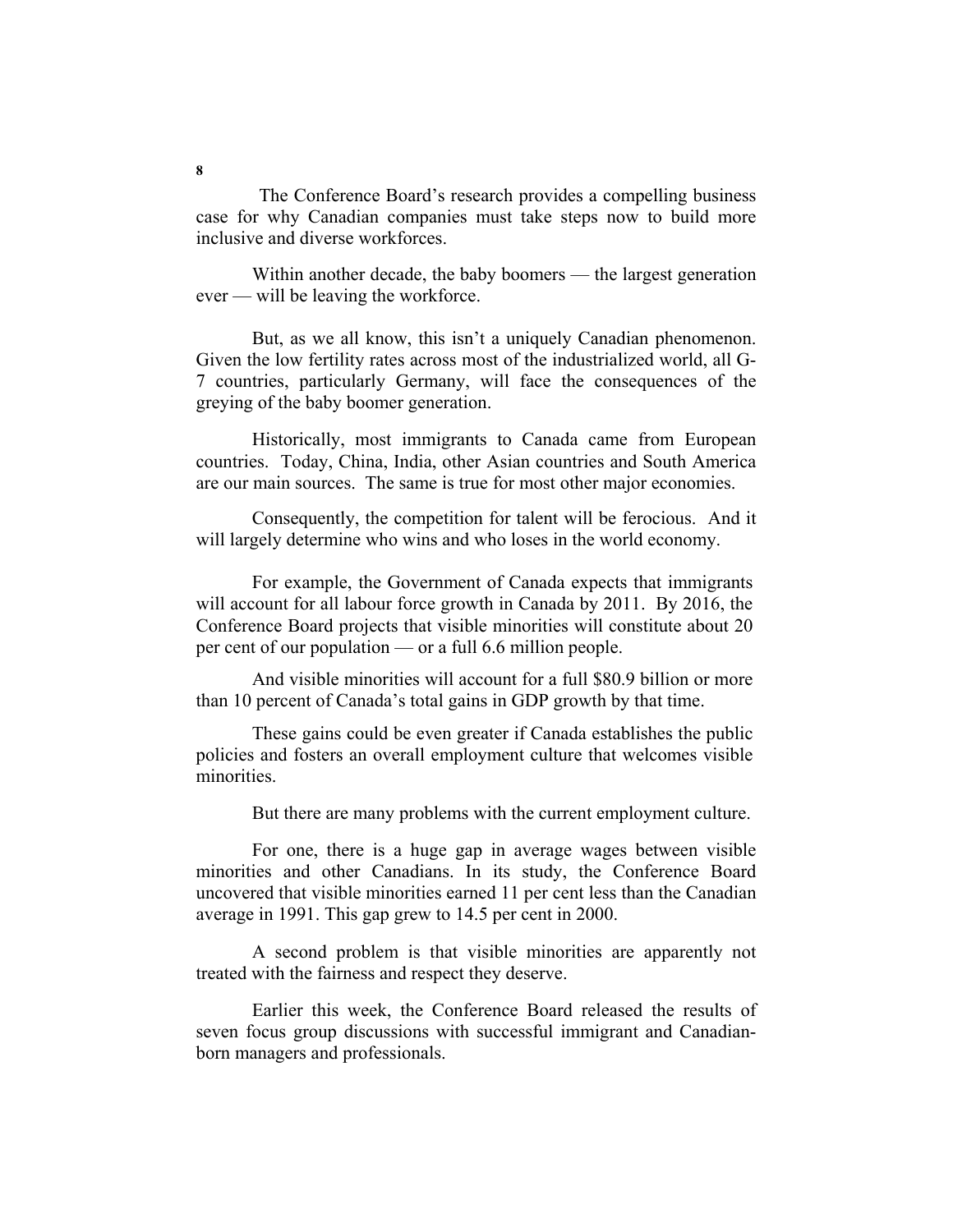The Conference Board's research provides a compelling business case for why Canadian companies must take steps now to build more inclusive and diverse workforces.

Within another decade, the baby boomers — the largest generation ever — will be leaving the workforce.

But, as we all know, this isn't a uniquely Canadian phenomenon. Given the low fertility rates across most of the industrialized world, all G-7 countries, particularly Germany, will face the consequences of the greying of the baby boomer generation.

Historically, most immigrants to Canada came from European countries. Today, China, India, other Asian countries and South America are our main sources. The same is true for most other major economies.

Consequently, the competition for talent will be ferocious. And it will largely determine who wins and who loses in the world economy.

For example, the Government of Canada expects that immigrants will account for all labour force growth in Canada by 2011. By 2016, the Conference Board projects that visible minorities will constitute about 20 per cent of our population — or a full 6.6 million people.

And visible minorities will account for a full $80.9 billion or more than 10 percent of Canada's total gains in GDP growth by that time.

These gains could be even greater if Canada establishes the public policies and fosters an overall employment culture that welcomes visible minorities.

But there are many problems with the current employment culture.

For one, there is a huge gap in average wages between visible minorities and other Canadians. In its study, the Conference Board uncovered that visible minorities earned 11 per cent less than the Canadian average in 1991. This gap grew to 14.5 per cent in 2000.

A second problem is that visible minorities are apparently not treated with the fairness and respect they deserve.

Earlier this week, the Conference Board released the results of seven focus group discussions with successful immigrant and Canadian-born managers and professionals.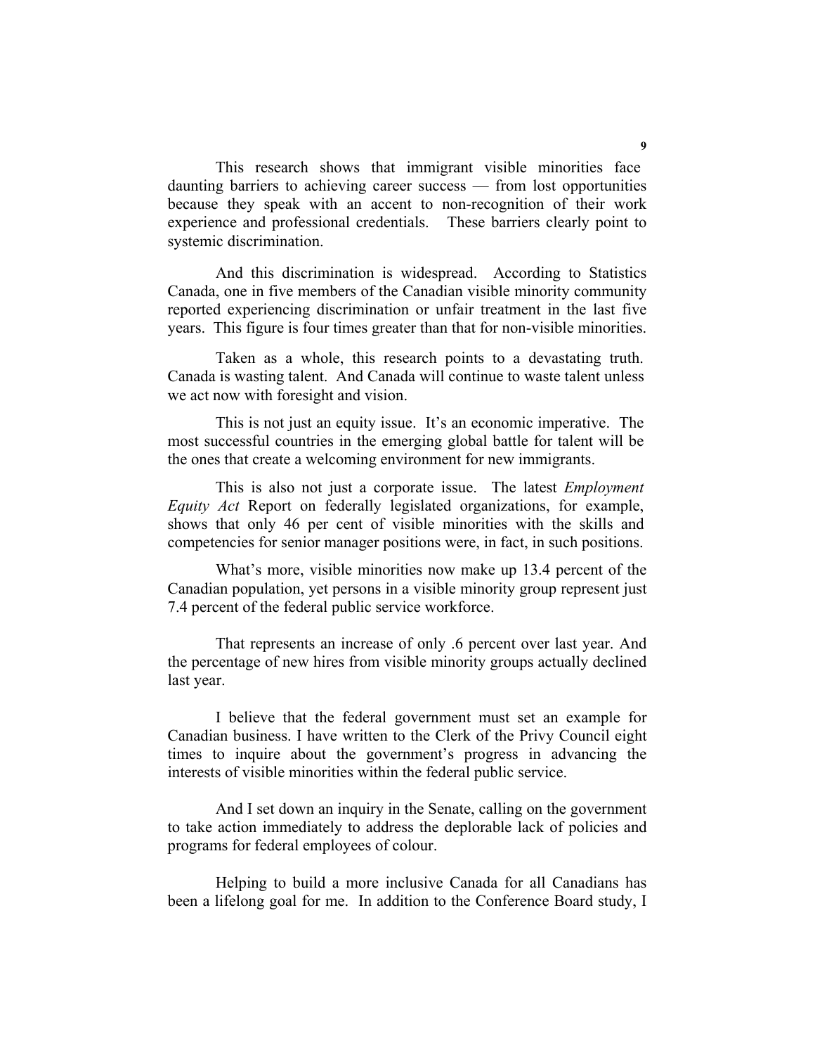This research shows that immigrant visible minorities face daunting barriers to achieving career success — from lost opportunities because they speak with an accent to non-recognition of their work experience and professional credentials. These barriers clearly point to systemic discrimination.

And this discrimination is widespread. According to Statistics Canada, one in five members of the Canadian visible minority community reported experiencing discrimination or unfair treatment in the last five years. This figure is four times greater than that for non-visible minorities.

Taken as a whole, this research points to a devastating truth. Canada is wasting talent. And Canada will continue to waste talent unless we act now with foresight and vision.

This is not just an equity issue. It's an economic imperative. The most successful countries in the emerging global battle for talent will be the ones that create a welcoming environment for new immigrants.

This is also not just a corporate issue. The latest *Employment Equity Act* Report on federally legislated organizations, for example, shows that only 46 per cent of visible minorities with the skills and competencies for senior manager positions were, in fact, in such positions.

What's more, visible minorities now make up 13.4 percent of the Canadian population, yet persons in a visible minority group represent just 7.4 percent of the federal public service workforce.

That represents an increase of only .6 percent over last year. And the percentage of new hires from visible minority groups actually declined last year.

I believe that the federal government must set an example for Canadian business. I have written to the Clerk of the Privy Council eight times to inquire about the government's progress in advancing the interests of visible minorities within the federal public service.

And I set down an inquiry in the Senate, calling on the government to take action immediately to address the deplorable lack of policies and programs for federal employees of colour.

Helping to build a more inclusive Canada for all Canadians has been a lifelong goal for me. In addition to the Conference Board study, I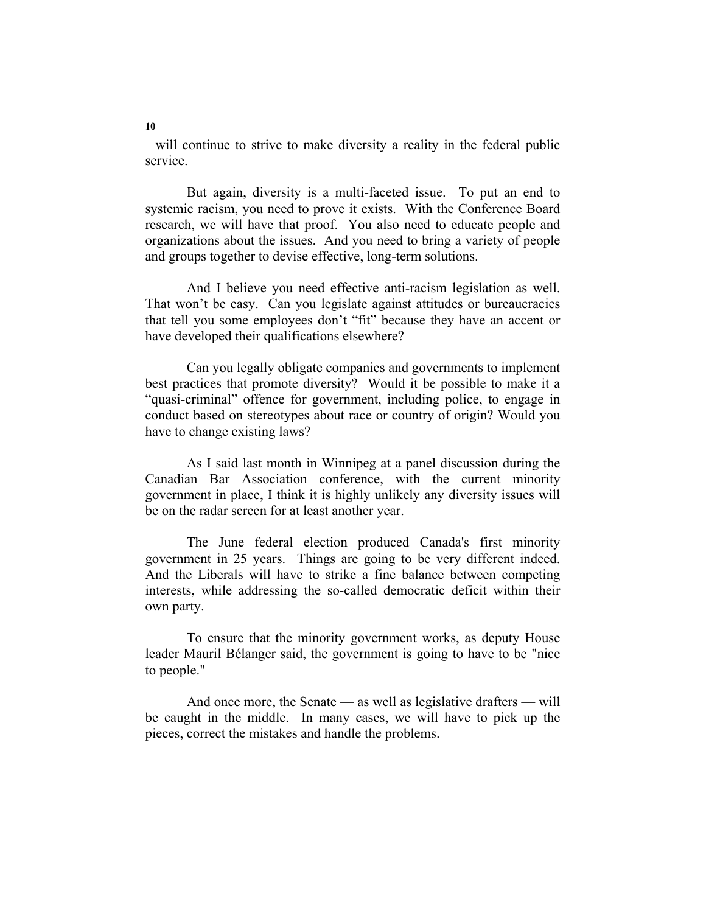will continue to strive to make diversity a reality in the federal public service.

But again, diversity is a multi-faceted issue. To put an end to systemic racism, you need to prove it exists. With the Conference Board research, we will have that proof. You also need to educate people and organizations about the issues. And you need to bring a variety of people and groups together to devise effective, long-term solutions.

And I believe you need effective anti-racism legislation as well. That won't be easy. Can you legislate against attitudes or bureaucracies that tell you some employees don't "fit" because they have an accent or have developed their qualifications elsewhere?

Can you legally obligate companies and governments to implement best practices that promote diversity? Would it be possible to make it a "quasi-criminal" offence for government, including police, to engage in conduct based on stereotypes about race or country of origin? Would you have to change existing laws?

As I said last month in Winnipeg at a panel discussion during the Canadian Bar Association conference, with the current minority government in place, I think it is highly unlikely any diversity issues will be on the radar screen for at least another year.

The June federal election produced Canada's first minority government in 25 years. Things are going to be very different indeed. And the Liberals will have to strike a fine balance between competing interests, while addressing the so-called democratic deficit within their own party.

To ensure that the minority government works, as deputy House leader Mauril Bélanger said, the government is going to have to be "nice to people."

And once more, the Senate — as well as legislative drafters — will be caught in the middle. In many cases, we will have to pick up the pieces, correct the mistakes and handle the problems.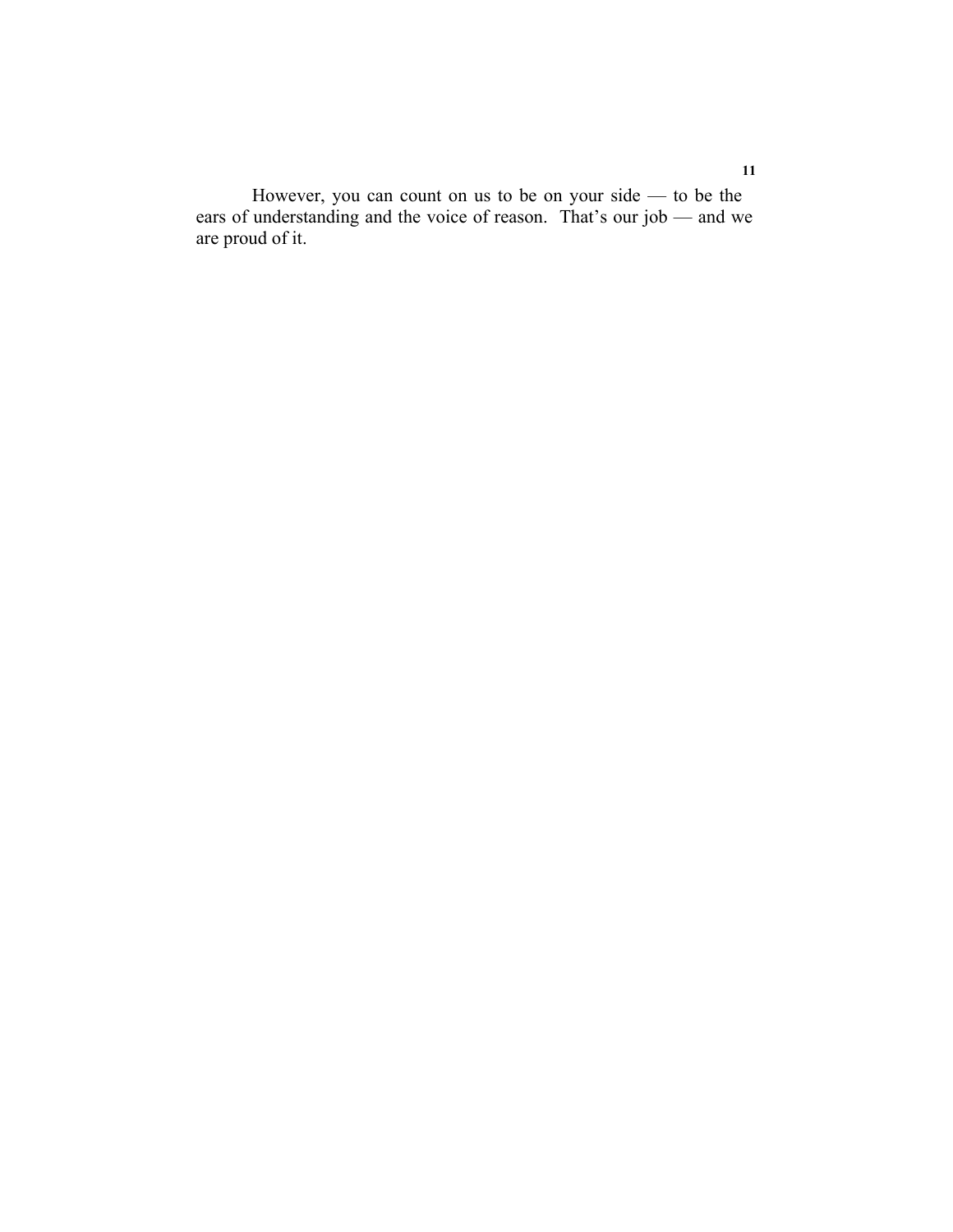However, you can count on us to be on your side — to be the ears of understanding and the voice of reason. That's our job — and we are proud of it.